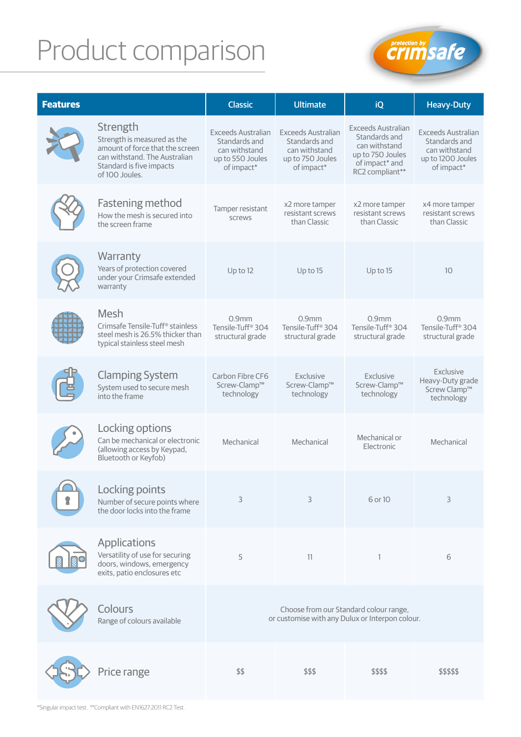# Product comparison

| Features | Classic | Ultimate | iQ | Heavy-Duty |
|---|---|---|---|---|
| **Strength**<br>Strength is measured as the amount of force that the screen can withstand. The Australian Standard is five impacts of 100 Joules. | Exceeds Australian Standards and can withstand up to 550 Joules of impact* | Exceeds Australian Standards and can withstand up to 750 Joules of impact* | Exceeds Australian Standards and can withstand up to 750 Joules of impact* and RC2 compliant** | Exceeds Australian Standards and can withstand up to 1200 Joules of impact* |
| **Fastening method**<br>How the mesh is secured into the screen frame | Tamper resistant screws | x2 more tamper resistant screws than Classic | x2 more tamper resistant screws than Classic | x4 more tamper resistant screws than Classic |
| **Warranty**<br>Years of protection covered under your Crimsafe extended warranty | Up to 12 | Up to 15 | Up to 15 | 10 |
| **Mesh**<br>Crimsafe Tensile-Tuff® stainless steel mesh is 26.5% thicker than typical stainless steel mesh | 0.9mm Tensile-Tuff® 304 structural grade | 0.9mm Tensile-Tuff® 304 structural grade | 0.9mm Tensile-Tuff® 304 structural grade | 0.9mm Tensile-Tuff® 304 structural grade |
| **Clamping System**<br>System used to secure mesh into the frame | Carbon Fibre CF6 Screw-Clamp™ technology | Exclusive Screw-Clamp™ technology | Exclusive Screw-Clamp™ technology | Exclusive Heavy-Duty grade Screw Clamp™ technology |
| **Locking options**<br>Can be mechanical or electronic (allowing access by Keypad, Bluetooth or Keyfob) | Mechanical | Mechanical | Mechanical or Electronic | Mechanical |
| **Locking points**<br>Number of secure points where the door locks into the frame | 3 | 3 | 6 or 10 | 3 |
| **Applications**<br>Versatility of use for securing doors, windows, emergency exits, patio enclosures etc | 5 | 11 | 1 | 6 |
| **Colours**<br>Range of colours available | Choose from our Standard colour range, or customise with any Dulux or Interpon colour. | | | |
| **Price range** | $$ | $$$ | $$$$ | $$$$$ |

*Singular impact test. **Compliant with EN1627:2011 RC2 Test.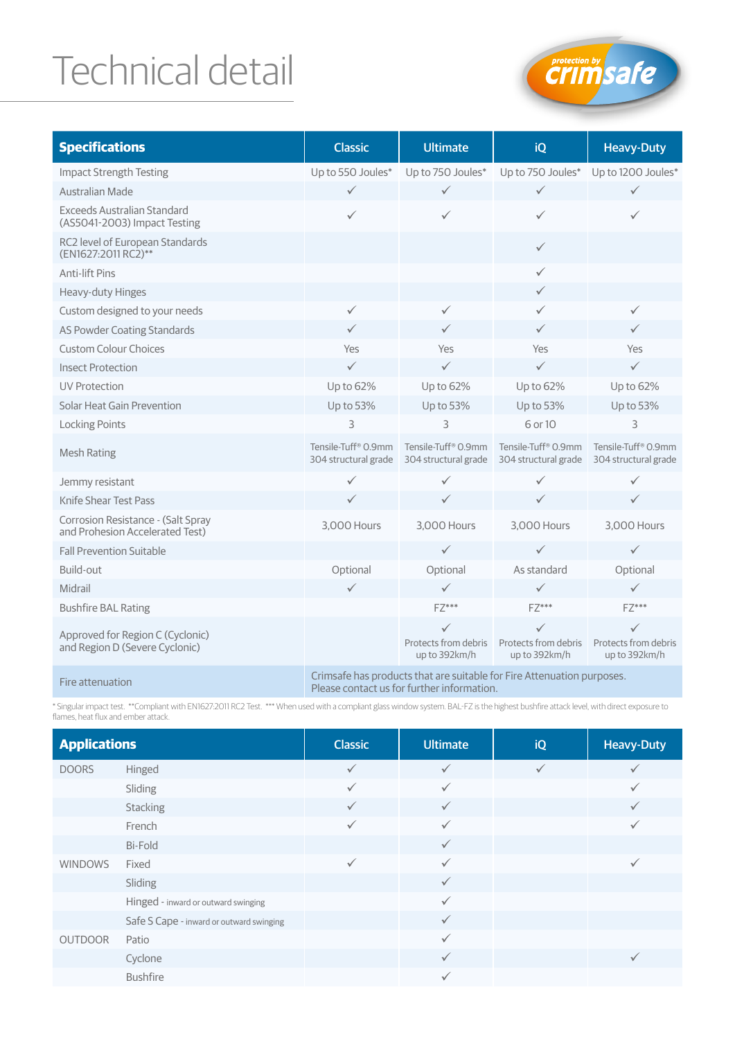# Technical detail

protection by crimsafe

| Specifications | Classic | Ultimate | iQ | Heavy-Duty |
|---|---|---|---|---|
| Impact Strength Testing | Up to 550 Joules* | Up to 750 Joules* | Up to 750 Joules* | Up to 1200 Joules* |
| Australian Made | ✓ | ✓ | ✓ | ✓ |
| Exceeds Australian Standard (AS5041-2003) Impact Testing | ✓ | ✓ | ✓ | ✓ |
| RC2 level of European Standards (EN1627:2011 RC2)** | | | ✓ | |
| Anti-lift Pins | | | ✓ | |
| Heavy-duty Hinges | | | ✓ | |
| Custom designed to your needs | ✓ | ✓ | ✓ | ✓ |
| AS Powder Coating Standards | ✓ | ✓ | ✓ | ✓ |
| Custom Colour Choices | Yes | Yes | Yes | Yes |
| Insect Protection | ✓ | ✓ | ✓ | ✓ |
| UV Protection | Up to 62% | Up to 62% | Up to 62% | Up to 62% |
| Solar Heat Gain Prevention | Up to 53% | Up to 53% | Up to 53% | Up to 53% |
| Locking Points | 3 | 3 | 6 or 10 | 3 |
| Mesh Rating | Tensile-Tuff® 0.9mm 304 structural grade | Tensile-Tuff® 0.9mm 304 structural grade | Tensile-Tuff® 0.9mm 304 structural grade | Tensile-Tuff® 0.9mm 304 structural grade |
| Jemmy resistant | ✓ | ✓ | ✓ | ✓ |
| Knife Shear Test Pass | ✓ | ✓ | ✓ | ✓ |
| Corrosion Resistance - (Salt Spray and Prohesion Accelerated Test) | 3,000 Hours | 3,000 Hours | 3,000 Hours | 3,000 Hours |
| Fall Prevention Suitable | | ✓ | ✓ | ✓ |
| Build-out | Optional | Optional | As standard | Optional |
| Midrail | ✓ | ✓ | ✓ | ✓ |
| Bushfire BAL Rating | | FZ*** | FZ*** | FZ*** |
| Approved for Region C (Cyclonic) and Region D (Severe Cyclonic) | | ✓ Protects from debris up to 392km/h | ✓ Protects from debris up to 392km/h | ✓ Protects from debris up to 392km/h |
| Fire attenuation | Crimsafe has products that are suitable for Fire Attenuation purposes. Please contact us for further information. | | | |

* Singular impact test. **Compliant with EN1627:2011 RC2 Test. *** When used with a compliant glass window system. BAL-FZ is the highest bushfire attack level, with direct exposure to flames, heat flux and ember attack.

| Applications | | Classic | Ultimate | iQ | Heavy-Duty |
|---|---|---|---|---|---|
| DOORS | Hinged | ✓ | ✓ | ✓ | ✓ |
| | Sliding | ✓ | ✓ | | ✓ |
| | Stacking | ✓ | ✓ | | ✓ |
| | French | ✓ | ✓ | | ✓ |
| | Bi-Fold | | ✓ | | |
| WINDOWS | Fixed | ✓ | ✓ | | ✓ |
| | Sliding | | ✓ | | |
| | Hinged - inward or outward swinging | | ✓ | | |
| | Safe S Cape - inward or outward swinging | | ✓ | | |
| OUTDOOR | Patio | | ✓ | | |
| | Cyclone | | ✓ | | ✓ |
| | Bushfire | | ✓ | | |